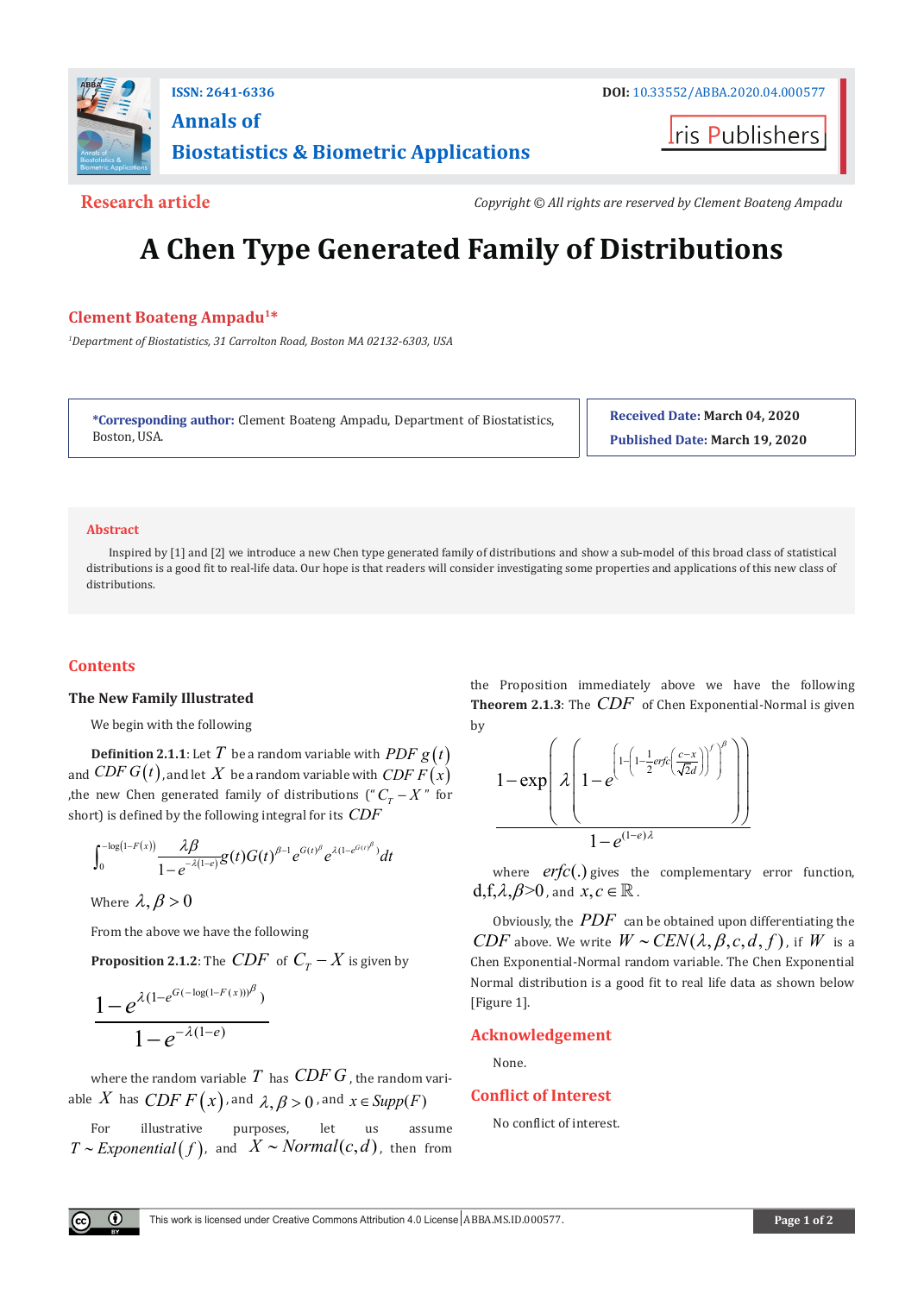**ISSN: 2641-6336**

**DOI:** 10.33552/ABBA.2020.04.000577

**Annals of Biostatistics & Biometric Applications**

**Iris Publishers**

**Research article**

*Copyright © All rights are reserved by Clement Boateng Ampadu*

# A Chen Type Generated Family of Distributions

**Clement Boateng Ampadu[1]***

[1]*Department of Biostatistics, 31 Carrolton Road, Boston MA 02132-6303, USA*

***Corresponding author:** Clement Boateng Ampadu, Department of Biostatistics, Boston, USA.

**Received Date:** March 04, 2020

**Published Date:** March 19, 2020

## Abstract

Inspired by [1] and [2] we introduce a new Chen type generated family of distributions and show a sub-model of this broad class of statistical distributions is a good fit to real-life data. Our hope is that readers will consider investigating some properties and applications of this new class of distributions.

## Contents

### The New Family Illustrated

We begin with the following

**Definition 2.1.1**: Let $T$ be a random variable with $PDF\ g(t)$ and $CDF\ G(t)$, and let $X$ be a random variable with $CDF\ F(x)$, the new Chen generated family of distributions ("$C_T - X$" for short) is defined by the following integral for its $CDF$

$$\int_0^{-\log(1-F(x))} \frac{\lambda\beta}{1-e^{-\lambda(1-e)}} g(t)G(t)^{\beta-1} e^{G(t)^{\beta}} e^{\lambda\left(1-e^{G(t)^{\beta}}\right)} dt$$

Where $\lambda, \beta > 0$

From the above we have the following

**Proposition 2.1.2**: The $CDF$ of $C_T - X$ is given by

$$\frac{1-e^{\lambda\left(1-e^{G(-\log(1-F(x)))^{\beta}}\right)}}{1-e^{-\lambda(1-e)}}$$

where the random variable $T$ has $CDF\ G$, the random variable $X$ has $CDF\ F(x)$, and $\lambda, \beta > 0$, and $x \in Supp(F)$

For illustrative purposes, let us assume $T \sim Exponential(f)$, and $X \sim Normal(c,d)$, then from the Proposition immediately above we have the following

**Theorem 2.1.3**: The $CDF$ of Chen Exponential-Normal is given by

$$\frac{1-\exp\left(\lambda\left(1-e^{\left(1-\left(1-\frac{1}{2}erfc\left(\frac{c-x}{\sqrt{2}d}\right)\right)^{f}\right)^{\beta}}\right)\right)}{1-e^{(1-e)\lambda}}$$

where $erfc(.)$ gives the complementary error function, $d, f, \lambda, \beta > 0$, and $x, c \in \mathbb{R}$.

Obviously, the $PDF$ can be obtained upon differentiating the $CDF$ above. We write $W \sim CEN(\lambda, \beta, c, d, f)$, if $W$ is a Chen Exponential-Normal random variable. The Chen Exponential Normal distribution is a good fit to real life data as shown below [Figure 1].

## Acknowledgement

None.

## Conflict of Interest

No conflict of interest.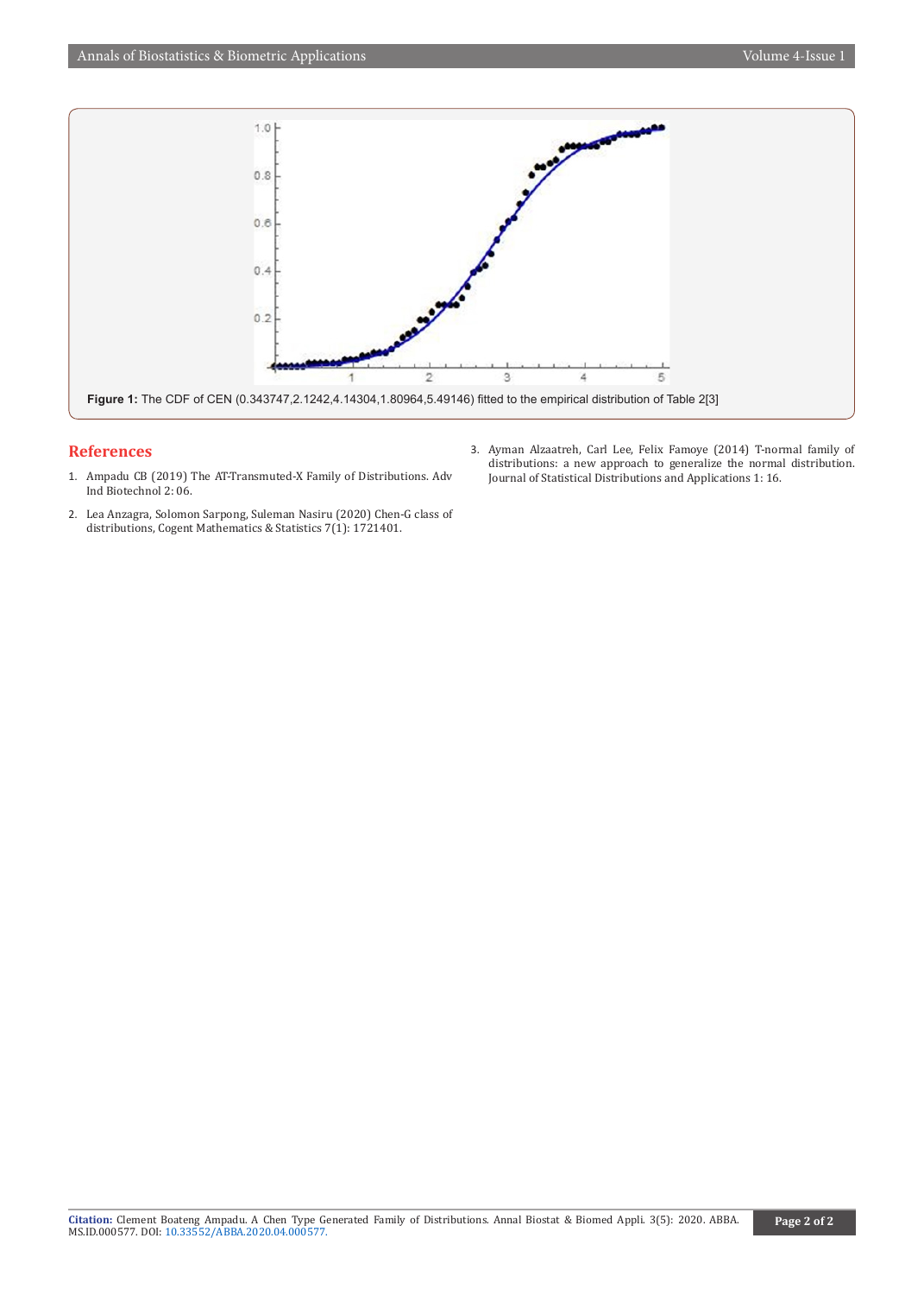1.0
0.8
0.6
0.4
0.2
1
2
3
4
5

**Figure 1:** The CDF of CEN (0.343747,2.1242,4.14304,1.80964,5.49146) fitted to the empirical distribution of Table 2[3]

## References

1. Ampadu CB (2019) The AT-Transmuted-X Family of Distributions. Adv Ind Biotechnol 2: 06.
2. Lea Anzagra, Solomon Sarpong, Suleman Nasiru (2020) Chen-G class of distributions, Cogent Mathematics & Statistics 7(1): 1721401.
3. Ayman Alzaatreh, Carl Lee, Felix Famoye (2014) T-normal family of distributions: a new approach to generalize the normal distribution. Journal of Statistical Distributions and Applications 1: 16.

**Citation:** Clement Boateng Ampadu. A Chen Type Generated Family of Distributions. Annal Biostat & Biomed Appli. 3(5): 2020. ABBA. MS.ID.000577. DOI: 10.33552/ABBA.2020.04.000577.